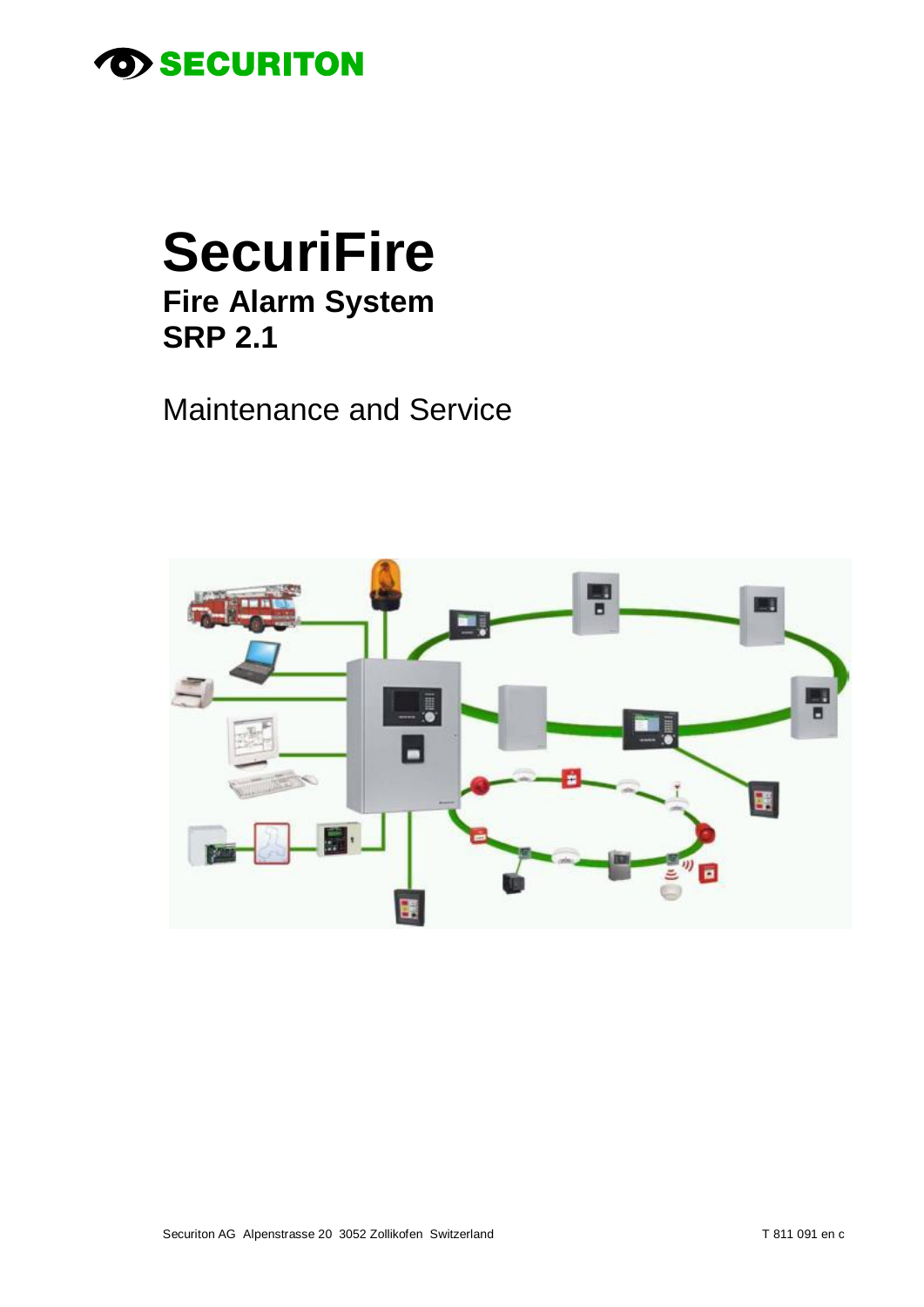SECURITON

# SecuriFire

## Fire Alarm System
## SRP 2.1

Maintenance and Service

Securiton AG Alpenstrasse 20 3052 Zollikofen Switzerland

T 811 091 en c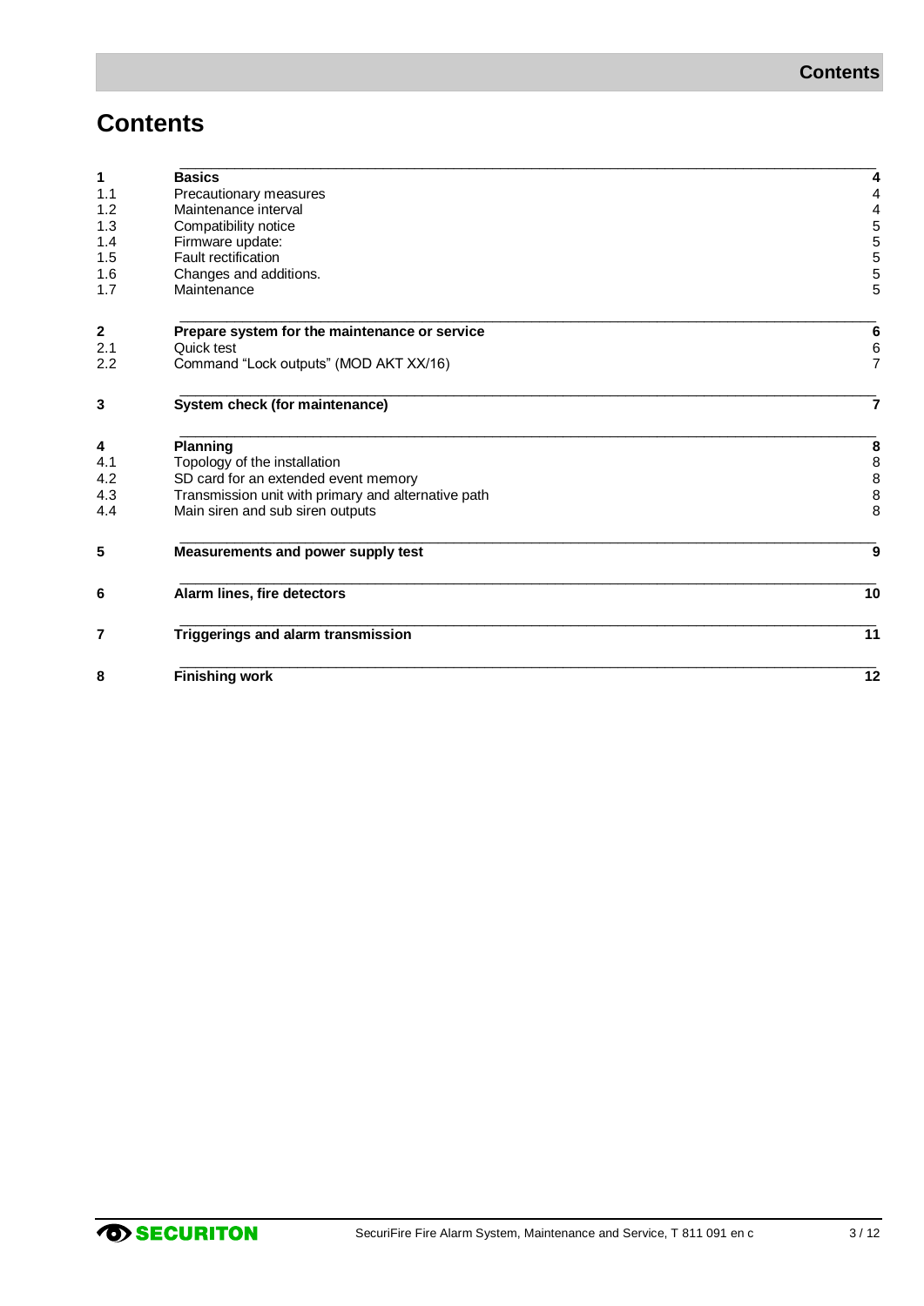# Contents

| | | |
|---|---|---|
| **1** | **Basics** | **4** |
| 1.1 | Precautionary measures | 4 |
| 1.2 | Maintenance interval | 4 |
| 1.3 | Compatibility notice | 5 |
| 1.4 | Firmware update: | 5 |
| 1.5 | Fault rectification | 5 |
| 1.6 | Changes and additions. | 5 |
| 1.7 | Maintenance | 5 |
| **2** | **Prepare system for the maintenance or service** | **6** |
| 2.1 | Quick test | 6 |
| 2.2 | Command “Lock outputs” (MOD AKT XX/16) | 7 |
| **3** | **System check (for maintenance)** | **7** |
| **4** | **Planning** | **8** |
| 4.1 | Topology of the installation | 8 |
| 4.2 | SD card for an extended event memory | 8 |
| 4.3 | Transmission unit with primary and alternative path | 8 |
| 4.4 | Main siren and sub siren outputs | 8 |
| **5** | **Measurements and power supply test** | **9** |
| **6** | **Alarm lines, fire detectors** | **10** |
| **7** | **Triggerings and alarm transmission** | **11** |
| **8** | **Finishing work** | **12** |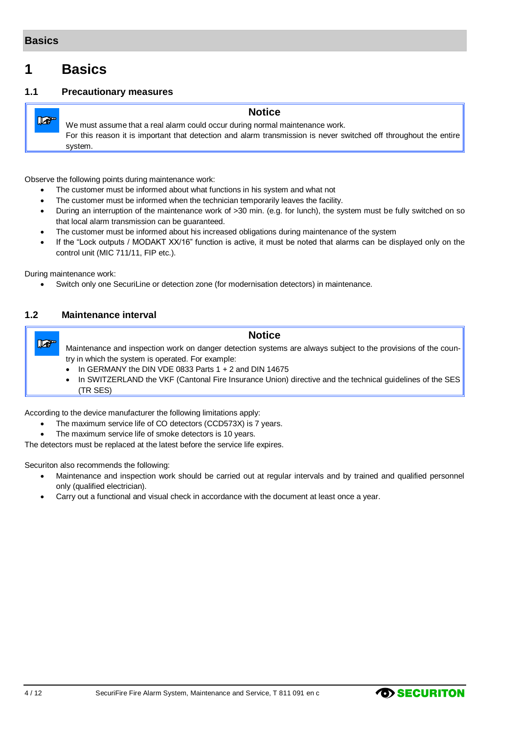# 1 Basics

## 1.1 Precautionary measures

> **Notice**
>
> We must assume that a real alarm could occur during normal maintenance work.
> For this reason it is important that detection and alarm transmission is never switched off throughout the entire system.

Observe the following points during maintenance work:

- The customer must be informed about what functions in his system and what not
- The customer must be informed when the technician temporarily leaves the facility.
- During an interruption of the maintenance work of >30 min. (e.g. for lunch), the system must be fully switched on so that local alarm transmission can be guaranteed.
- The customer must be informed about his increased obligations during maintenance of the system
- If the “Lock outputs / MODAKT XX/16” function is active, it must be noted that alarms can be displayed only on the control unit (MIC 711/11, FIP etc.).

During maintenance work:

- Switch only one SecuriLine or detection zone (for modernisation detectors) in maintenance.

## 1.2 Maintenance interval

> **Notice**
>
> Maintenance and inspection work on danger detection systems are always subject to the provisions of the country in which the system is operated. For example:
>
> - In GERMANY the DIN VDE 0833 Parts 1 + 2 and DIN 14675
> - In SWITZERLAND the VKF (Cantonal Fire Insurance Union) directive and the technical guidelines of the SES (TR SES)

According to the device manufacturer the following limitations apply:

- The maximum service life of CO detectors (CCD573X) is 7 years.
- The maximum service life of smoke detectors is 10 years.

The detectors must be replaced at the latest before the service life expires.

Securiton also recommends the following:

- Maintenance and inspection work should be carried out at regular intervals and by trained and qualified personnel only (qualified electrician).
- Carry out a functional and visual check in accordance with the document at least once a year.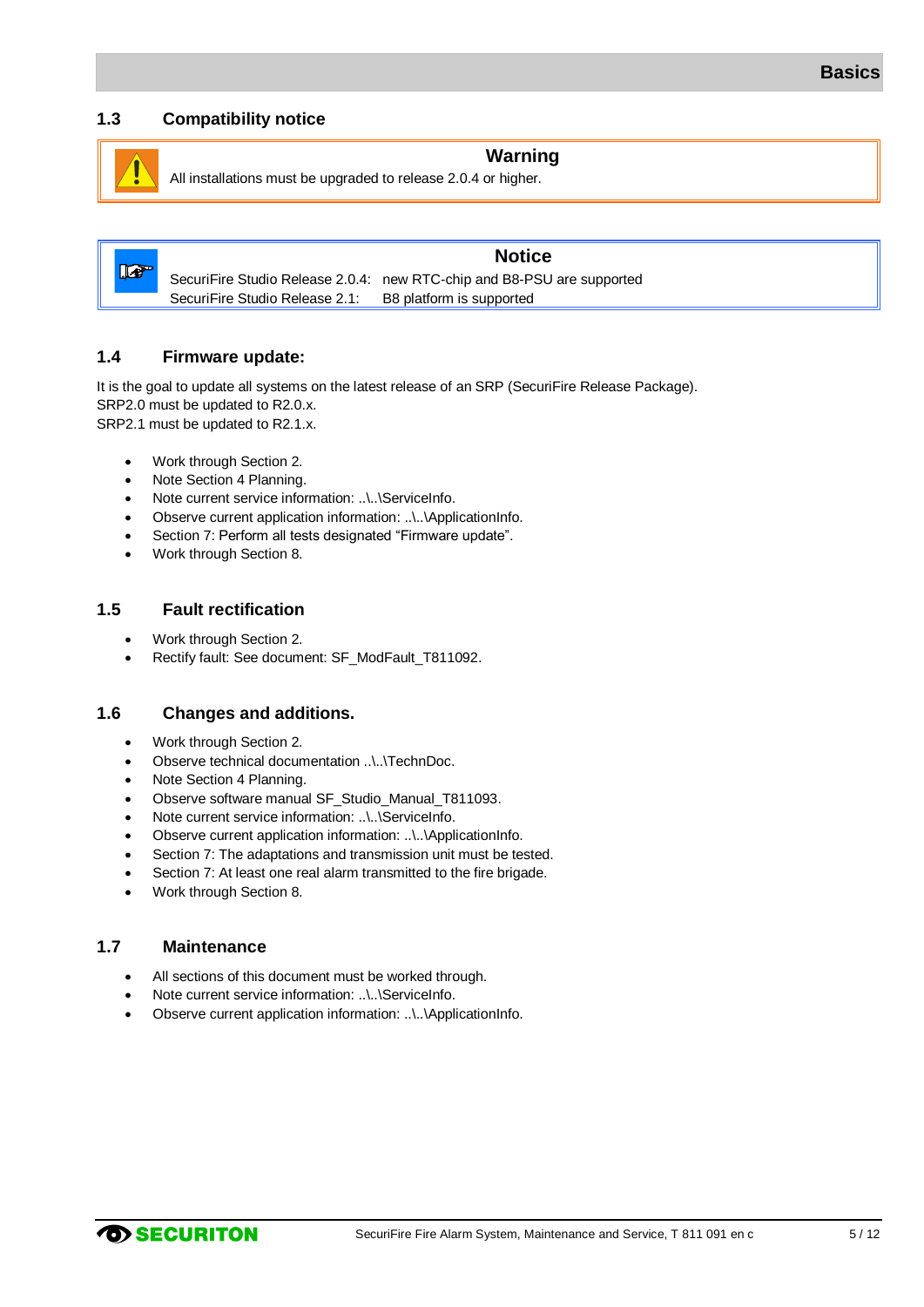## 1.3 Compatibility notice

> **Warning**
>
> All installations must be upgraded to release 2.0.4 or higher.

> **Notice**
>
> SecuriFire Studio Release 2.0.4: new RTC-chip and B8-PSU are supported
> SecuriFire Studio Release 2.1: B8 platform is supported

## 1.4 Firmware update:

It is the goal to update all systems on the latest release of an SRP (SecuriFire Release Package).
SRP2.0 must be updated to R2.0.x.
SRP2.1 must be updated to R2.1.x.

- Work through Section 2.
- Note Section 4 Planning.
- Note current service information: ..\..\ServiceInfo.
- Observe current application information: ..\..\ApplicationInfo.
- Section 7: Perform all tests designated "Firmware update".
- Work through Section 8.

## 1.5 Fault rectification

- Work through Section 2.
- Rectify fault: See document: SF_ModFault_T811092.

## 1.6 Changes and additions.

- Work through Section 2.
- Observe technical documentation ..\..\TechnDoc.
- Note Section 4 Planning.
- Observe software manual SF_Studio_Manual_T811093.
- Note current service information: ..\..\ServiceInfo.
- Observe current application information: ..\..\ApplicationInfo.
- Section 7: The adaptations and transmission unit must be tested.
- Section 7: At least one real alarm transmitted to the fire brigade.
- Work through Section 8.

## 1.7 Maintenance

- All sections of this document must be worked through.
- Note current service information: ..\..\ServiceInfo.
- Observe current application information: ..\..\ApplicationInfo.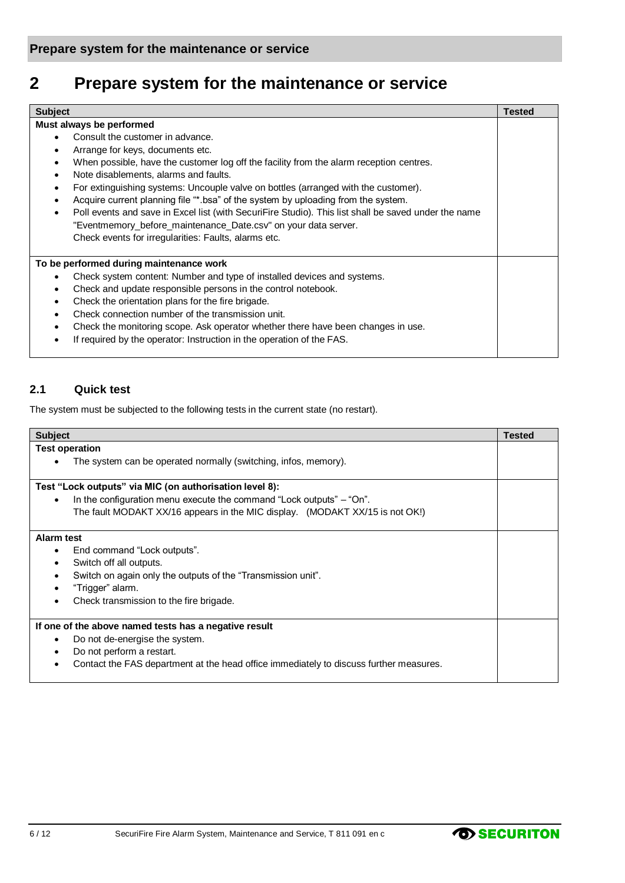# 2 Prepare system for the maintenance or service

| Subject | Tested |
|---|---|
| **Must always be performed**<br>• Consult the customer in advance.<br>• Arrange for keys, documents etc.<br>• When possible, have the customer log off the facility from the alarm reception centres.<br>• Note disablements, alarms and faults.<br>• For extinguishing systems: Uncouple valve on bottles (arranged with the customer).<br>• Acquire current planning file "*.bsa" of the system by uploading from the system.<br>• Poll events and save in Excel list (with SecuriFire Studio). This list shall be saved under the name "Eventmemory_before_maintenance_Date.csv" on your data server.<br>Check events for irregularities: Faults, alarms etc. | |
| **To be performed during maintenance work**<br>• Check system content: Number and type of installed devices and systems.<br>• Check and update responsible persons in the control notebook.<br>• Check the orientation plans for the fire brigade.<br>• Check connection number of the transmission unit.<br>• Check the monitoring scope. Ask operator whether there have been changes in use.<br>• If required by the operator: Instruction in the operation of the FAS. | |

## 2.1 Quick test

The system must be subjected to the following tests in the current state (no restart).

| Subject | Tested |
|---|---|
| **Test operation**<br>• The system can be operated normally (switching, infos, memory). | |
| **Test "Lock outputs" via MIC (on authorisation level 8):**<br>• In the configuration menu execute the command "Lock outputs" – "On".<br>The fault MODAKT XX/16 appears in the MIC display. (MODAKT XX/15 is not OK!) | |
| **Alarm test**<br>• End command "Lock outputs".<br>• Switch off all outputs.<br>• Switch on again only the outputs of the "Transmission unit".<br>• "Trigger" alarm.<br>• Check transmission to the fire brigade. | |
| **If one of the above named tests has a negative result**<br>• Do not de-energise the system.<br>• Do not perform a restart.<br>• Contact the FAS department at the head office immediately to discuss further measures. | |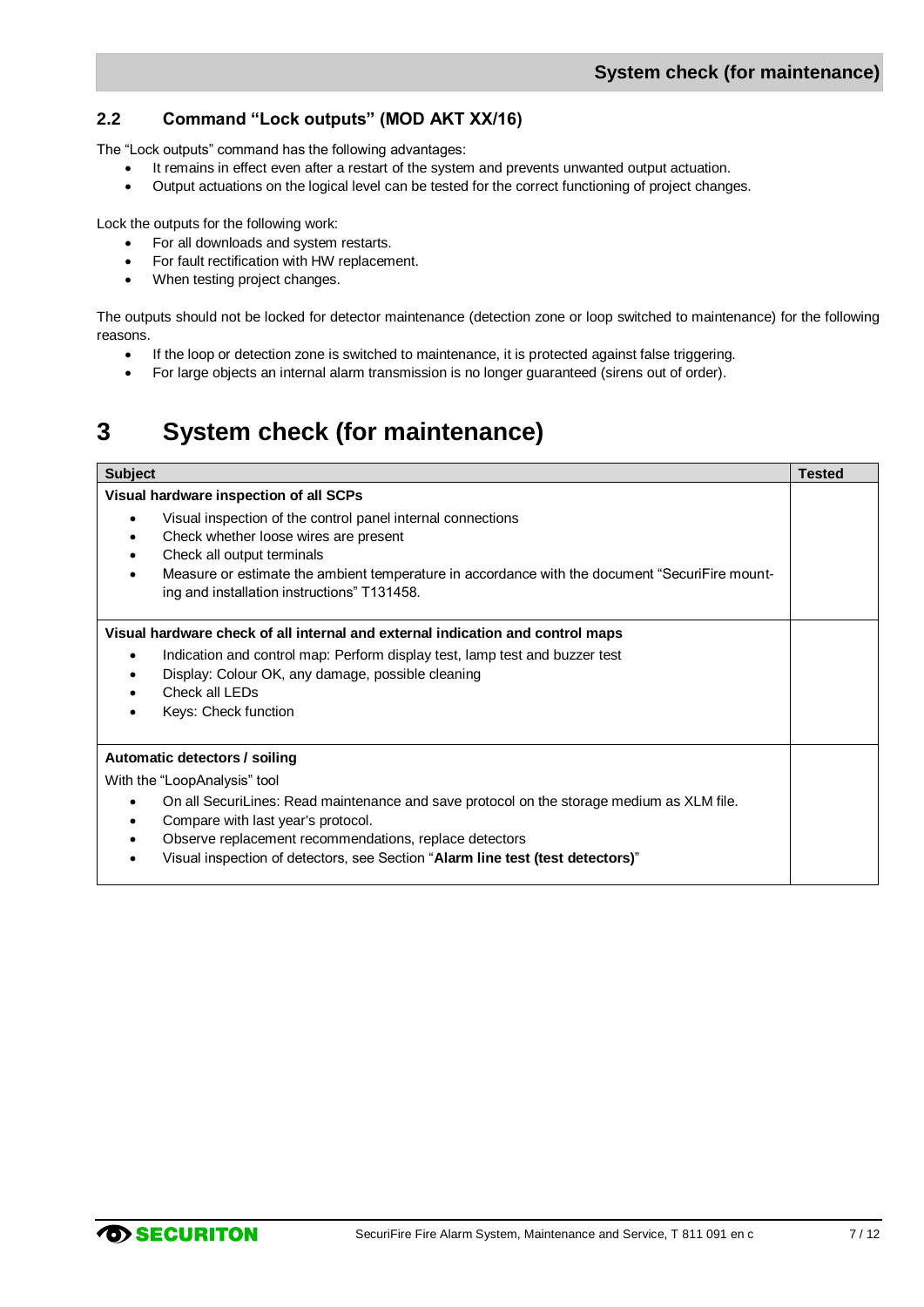## 2.2 Command "Lock outputs" (MOD AKT XX/16)

The "Lock outputs" command has the following advantages:

- It remains in effect even after a restart of the system and prevents unwanted output actuation.
- Output actuations on the logical level can be tested for the correct functioning of project changes.

Lock the outputs for the following work:

- For all downloads and system restarts.
- For fault rectification with HW replacement.
- When testing project changes.

The outputs should not be locked for detector maintenance (detection zone or loop switched to maintenance) for the following reasons.

- If the loop or detection zone is switched to maintenance, it is protected against false triggering.
- For large objects an internal alarm transmission is no longer guaranteed (sirens out of order).

# 3 System check (for maintenance)

| Subject | Tested |
|---|---|
| **Visual hardware inspection of all SCPs**<br>• Visual inspection of the control panel internal connections<br>• Check whether loose wires are present<br>• Check all output terminals<br>• Measure or estimate the ambient temperature in accordance with the document "SecuriFire mounting and installation instructions" T131458. | |
| **Visual hardware check of all internal and external indication and control maps**<br>• Indication and control map: Perform display test, lamp test and buzzer test<br>• Display: Colour OK, any damage, possible cleaning<br>• Check all LEDs<br>• Keys: Check function | |
| **Automatic detectors / soiling**<br>With the "LoopAnalysis" tool<br>• On all SecuriLines: Read maintenance and save protocol on the storage medium as XLM file.<br>• Compare with last year's protocol.<br>• Observe replacement recommendations, replace detectors<br>• Visual inspection of detectors, see Section "**Alarm line test (test detectors)**" | |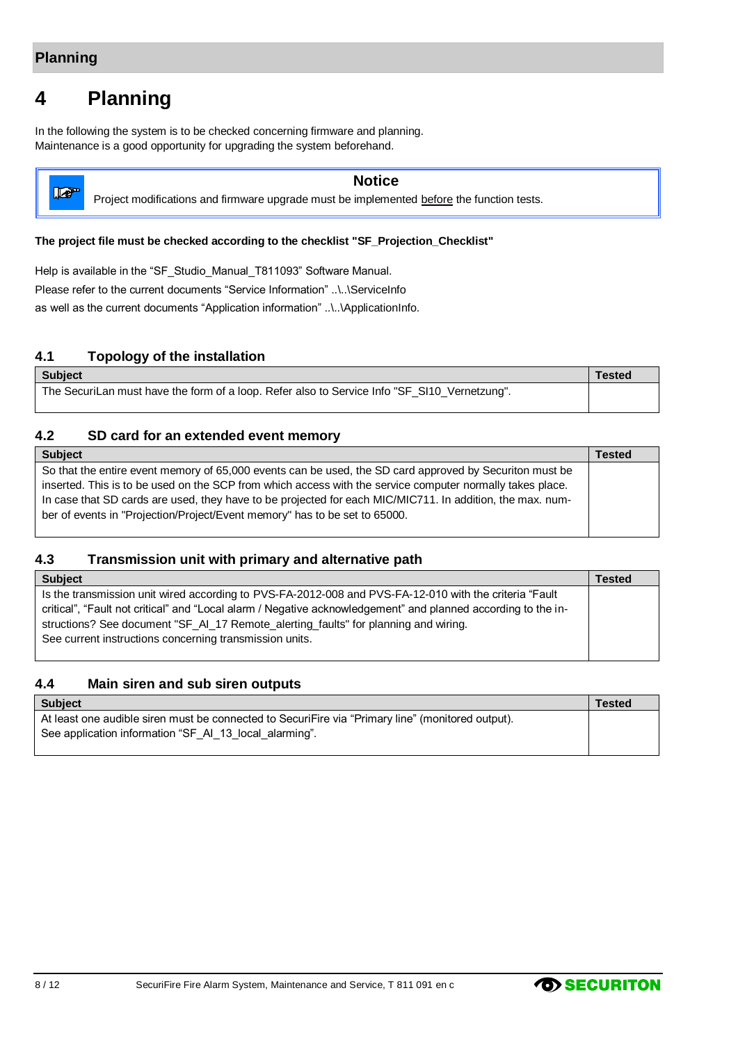// Planning

# 4 Planning

In the following the system is to be checked concerning firmware and planning.
Maintenance is a good opportunity for upgrading the system beforehand.

> **Notice**
>
> Project modifications and firmware upgrade must be implemented before the function tests.

**The project file must be checked according to the checklist "SF_Projection_Checklist"**

Help is available in the “SF_Studio_Manual_T811093” Software Manual.
Please refer to the current documents “Service Information” ..\..\ServiceInfo
as well as the current documents “Application information” ..\..\ApplicationInfo.

## 4.1 Topology of the installation

| Subject | Tested |
|---|---|
| The SecuriLan must have the form of a loop. Refer also to Service Info "SF_SI10_Vernetzung". | |

## 4.2 SD card for an extended event memory

| Subject | Tested |
|---|---|
| So that the entire event memory of 65,000 events can be used, the SD card approved by Securiton must be inserted. This is to be used on the SCP from which access with the service computer normally takes place. In case that SD cards are used, they have to be projected for each MIC/MIC711. In addition, the max. number of events in "Projection/Project/Event memory" has to be set to 65000. | |

## 4.3 Transmission unit with primary and alternative path

| Subject | Tested |
|---|---|
| Is the transmission unit wired according to PVS-FA-2012-008 and PVS-FA-12-010 with the criteria “Fault critical”, “Fault not critical” and “Local alarm / Negative acknowledgement” and planned according to the instructions? See document "SF_AI_17 Remote_alerting_faults" for planning and wiring.<br>See current instructions concerning transmission units. | |

## 4.4 Main siren and sub siren outputs

| Subject | Tested |
|---|---|
| At least one audible siren must be connected to SecuriFire via “Primary line” (monitored output).<br>See application information “SF_AI_13_local_alarming”. | |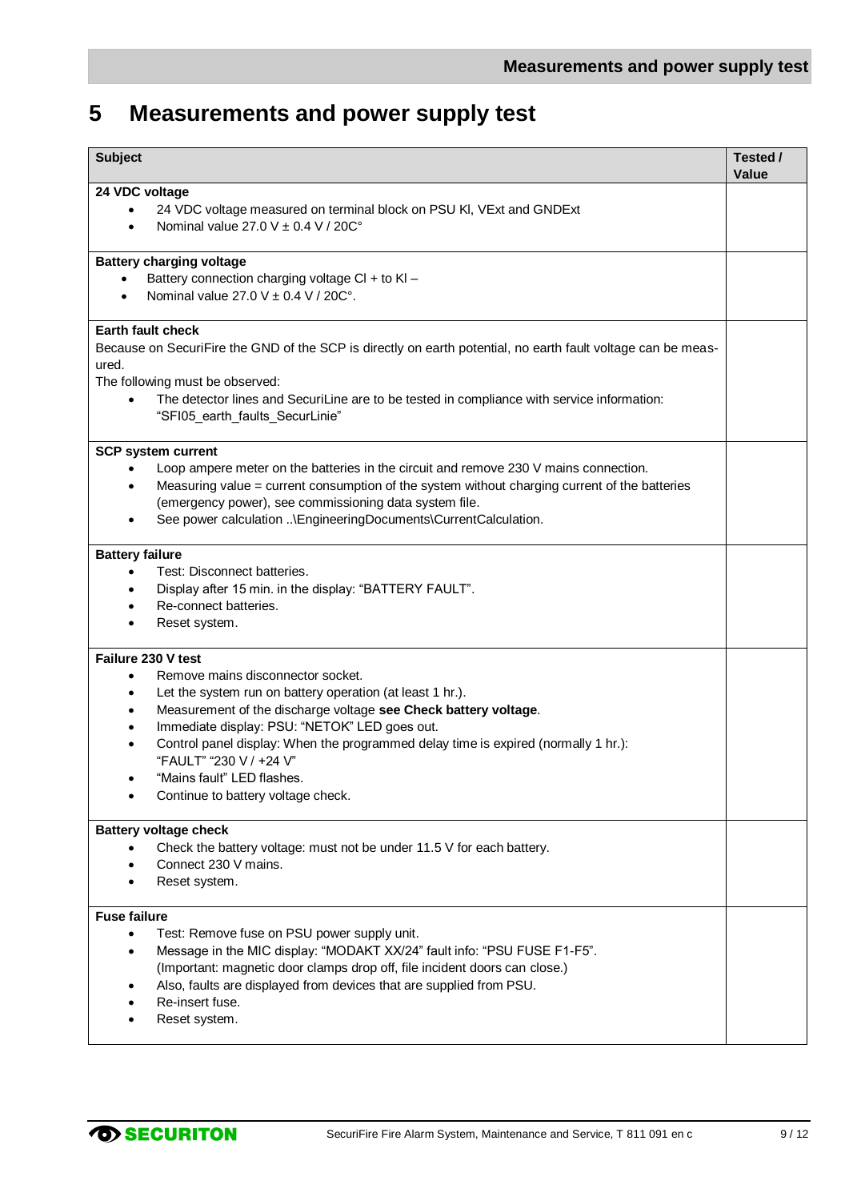# 5 Measurements and power supply test

| Subject | Tested / Value |
|---|---|
| **24 VDC voltage**<br>• 24 VDC voltage measured on terminal block on PSU Kl, VExt and GNDExt<br>• Nominal value 27.0 V ± 0.4 V / 20C° | |
| **Battery charging voltage**<br>• Battery connection charging voltage Cl + to Kl –<br>• Nominal value 27.0 V ± 0.4 V / 20C°. | |
| **Earth fault check**<br>Because on SecuriFire the GND of the SCP is directly on earth potential, no earth fault voltage can be measured.<br>The following must be observed:<br>• The detector lines and SecuriLine are to be tested in compliance with service information: "SFI05_earth_faults_SecurLinie" | |
| **SCP system current**<br>• Loop ampere meter on the batteries in the circuit and remove 230 V mains connection.<br>• Measuring value = current consumption of the system without charging current of the batteries (emergency power), see commissioning data system file.<br>• See power calculation ..\EngineeringDocuments\CurrentCalculation. | |
| **Battery failure**<br>• Test: Disconnect batteries.<br>• Display after 15 min. in the display: "BATTERY FAULT".<br>• Re-connect batteries.<br>• Reset system. | |
| **Failure 230 V test**<br>• Remove mains disconnector socket.<br>• Let the system run on battery operation (at least 1 hr.).<br>• Measurement of the discharge voltage **see Check battery voltage**.<br>• Immediate display: PSU: "NETOK" LED goes out.<br>• Control panel display: When the programmed delay time is expired (normally 1 hr.): "FAULT" "230 V / +24 V"<br>• "Mains fault" LED flashes.<br>• Continue to battery voltage check. | |
| **Battery voltage check**<br>• Check the battery voltage: must not be under 11.5 V for each battery.<br>• Connect 230 V mains.<br>• Reset system. | |
| **Fuse failure**<br>• Test: Remove fuse on PSU power supply unit.<br>• Message in the MIC display: "MODAKT XX/24" fault info: "PSU FUSE F1-F5". (Important: magnetic door clamps drop off, file incident doors can close.)<br>• Also, faults are displayed from devices that are supplied from PSU.<br>• Re-insert fuse.<br>• Reset system. | |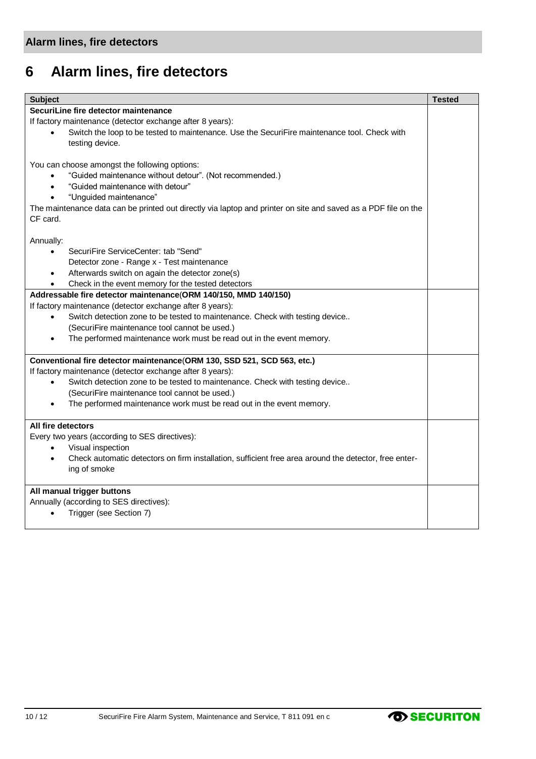# 6 Alarm lines, fire detectors

| Subject | Tested |
| --- | --- |
| **SecuriLine fire detector maintenance**<br>If factory maintenance (detector exchange after 8 years):<br>• Switch the loop to be tested to maintenance. Use the SecuriFire maintenance tool. Check with testing device.<br><br>You can choose amongst the following options:<br>• "Guided maintenance without detour". (Not recommended.)<br>• "Guided maintenance with detour"<br>• "Unguided maintenance"<br>The maintenance data can be printed out directly via laptop and printer on site and saved as a PDF file on the CF card.<br><br>Annually:<br>• SecuriFire ServiceCenter: tab "Send"<br>Detector zone - Range x - Test maintenance<br>• Afterwards switch on again the detector zone(s)<br>• Check in the event memory for the tested detectors | |
| **Addressable fire detector maintenance(ORM 140/150, MMD 140/150)**<br>If factory maintenance (detector exchange after 8 years):<br>• Switch detection zone to be tested to maintenance. Check with testing device..<br>(SecuriFire maintenance tool cannot be used.)<br>• The performed maintenance work must be read out in the event memory. | |
| **Conventional fire detector maintenance(ORM 130, SSD 521, SCD 563, etc.)**<br>If factory maintenance (detector exchange after 8 years):<br>• Switch detection zone to be tested to maintenance. Check with testing device..<br>(SecuriFire maintenance tool cannot be used.)<br>• The performed maintenance work must be read out in the event memory. | |
| **All fire detectors**<br>Every two years (according to SES directives):<br>• Visual inspection<br>• Check automatic detectors on firm installation, sufficient free area around the detector, free entering of smoke | |
| **All manual trigger buttons**<br>Annually (according to SES directives):<br>• Trigger (see Section 7) | |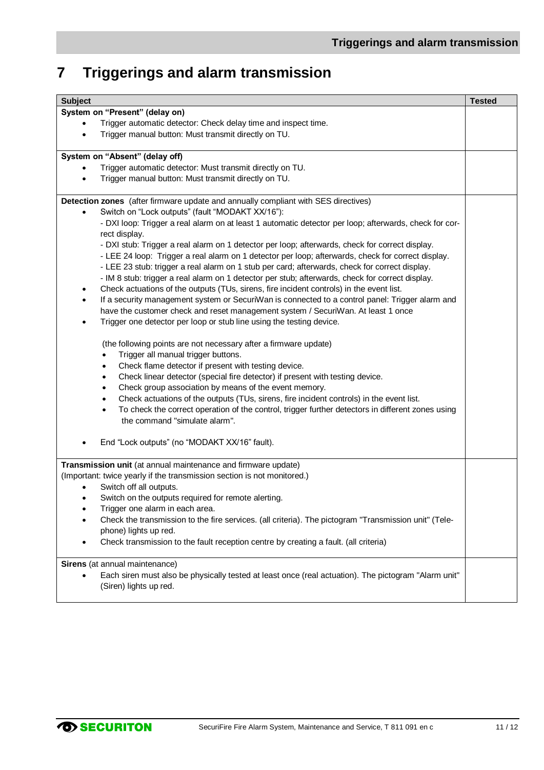# 7 Triggerings and alarm transmission

| Subject | Tested |
|---|---|
| **System on "Present" (delay on)**<br>• Trigger automatic detector: Check delay time and inspect time.<br>• Trigger manual button: Must transmit directly on TU. | |
| **System on "Absent" (delay off)**<br>• Trigger automatic detector: Must transmit directly on TU.<br>• Trigger manual button: Must transmit directly on TU. | |
| **Detection zones** (after firmware update and annually compliant with SES directives)<br>• Switch on "Lock outputs" (fault "MODAKT XX/16"):<br>- DXI loop: Trigger a real alarm on at least 1 automatic detector per loop; afterwards, check for correct display.<br>- DXI stub: Trigger a real alarm on 1 detector per loop; afterwards, check for correct display.<br>- LEE 24 loop: Trigger a real alarm on 1 detector per loop; afterwards, check for correct display.<br>- LEE 23 stub: trigger a real alarm on 1 stub per card; afterwards, check for correct display.<br>- IM 8 stub: trigger a real alarm on 1 detector per stub; afterwards, check for correct display.<br>• Check actuations of the outputs (TUs, sirens, fire incident controls) in the event list.<br>• If a security management system or SecuriWan is connected to a control panel: Trigger alarm and have the customer check and reset management system / SecuriWan. At least 1 once<br>• Trigger one detector per loop or stub line using the testing device.<br><br>(the following points are not necessary after a firmware update)<br>• Trigger all manual trigger buttons.<br>• Check flame detector if present with testing device.<br>• Check linear detector (special fire detector) if present with testing device.<br>• Check group association by means of the event memory.<br>• Check actuations of the outputs (TUs, sirens, fire incident controls) in the event list.<br>• To check the correct operation of the control, trigger further detectors in different zones using the command "simulate alarm".<br><br>• End "Lock outputs" (no "MODAKT XX/16" fault). | |
| **Transmission unit** (at annual maintenance and firmware update)<br>(Important: twice yearly if the transmission section is not monitored.)<br>• Switch off all outputs.<br>• Switch on the outputs required for remote alerting.<br>• Trigger one alarm in each area.<br>• Check the transmission to the fire services. (all criteria). The pictogram "Transmission unit" (Telephone) lights up red.<br>• Check transmission to the fault reception centre by creating a fault. (all criteria) | |
| **Sirens** (at annual maintenance)<br>• Each siren must also be physically tested at least once (real actuation). The pictogram "Alarm unit" (Siren) lights up red. | |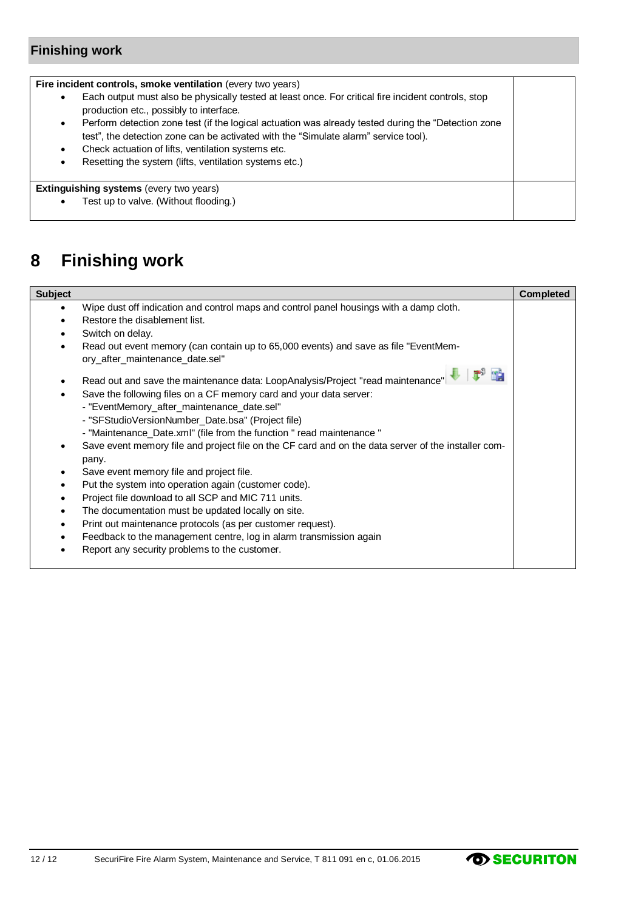## Finishing work

| Fire incident controls, smoke ventilation (every two years) | |
|---|---|
| • Each output must also be physically tested at least once. For critical fire incident controls, stop production etc., possibly to interface.<br>• Perform detection zone test (if the logical actuation was already tested during the "Detection zone test", the detection zone can be activated with the "Simulate alarm" service tool).<br>• Check actuation of lifts, ventilation systems etc.<br>• Resetting the system (lifts, ventilation systems etc.) | |
| **Extinguishing systems** (every two years)<br>• Test up to valve. (Without flooding.) | |

# 8 Finishing work

| Subject | Completed |
|---|---|
| • Wipe dust off indication and control maps and control panel housings with a damp cloth.<br>• Restore the disablement list.<br>• Switch on delay.<br>• Read out event memory (can contain up to 65,000 events) and save as file "EventMemory_after_maintenance_date.sel"<br>• Read out and save the maintenance data: LoopAnalysis/Project "read maintenance"<br>• Save the following files on a CF memory card and your data server:<br>- "EventMemory_after_maintenance_date.sel"<br>- "SFStudioVersionNumber_Date.bsa" (Project file)<br>- "Maintenance_Date.xml" (file from the function " read maintenance "<br>• Save event memory file and project file on the CF card and on the data server of the installer company.<br>• Save event memory file and project file.<br>• Put the system into operation again (customer code).<br>• Project file download to all SCP and MIC 711 units.<br>• The documentation must be updated locally on site.<br>• Print out maintenance protocols (as per customer request).<br>• Feedback to the management centre, log in alarm transmission again<br>• Report any security problems to the customer. | |